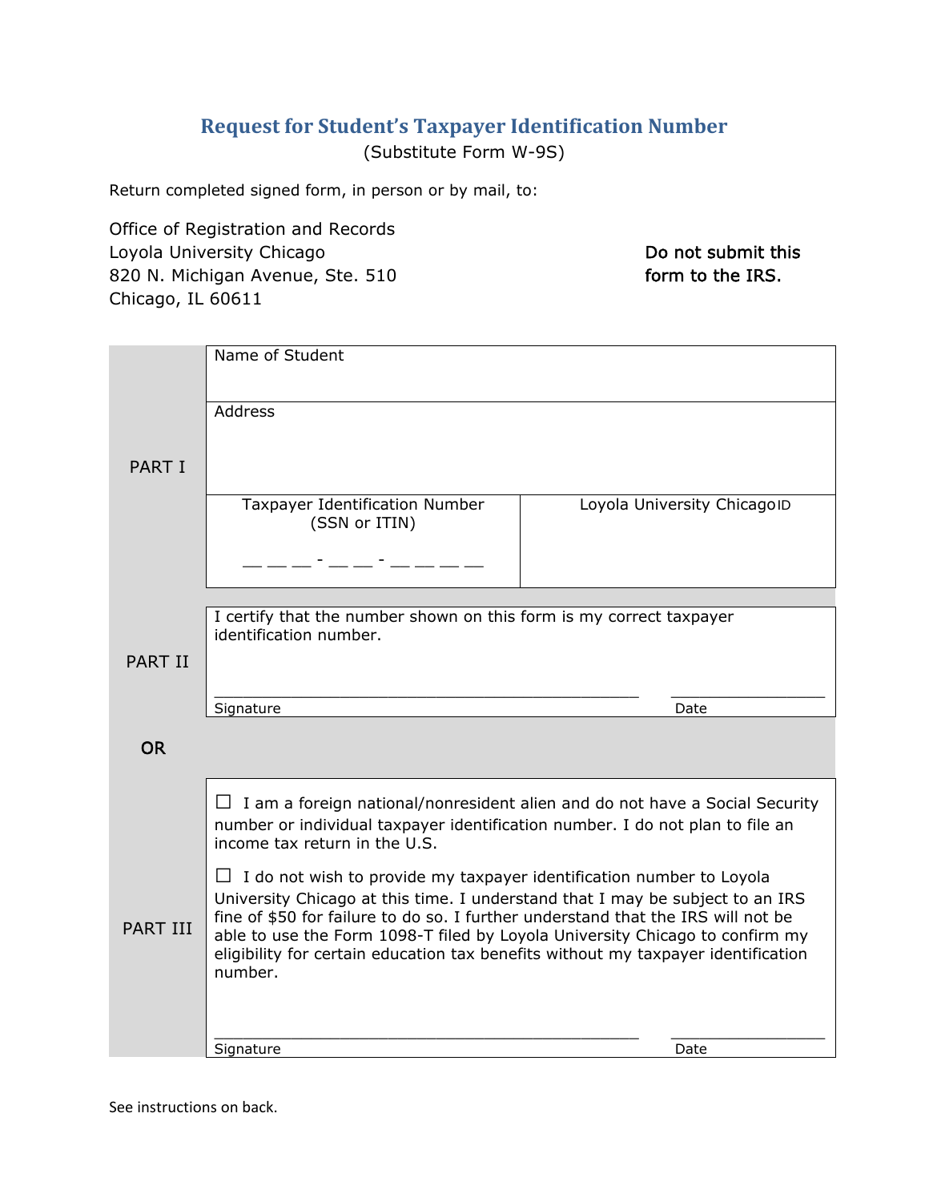# Request for Student's Taxpayer Identification Number

(Substitute Form W-9S)

Return completed signed form, in person or by mail, to:

Office of Registration and Records
Loyola University Chicago
820 N. Michigan Avenue, Ste. 510
Chicago, IL 60611

**Do not submit this form to the IRS.**

| | | |
|---|---|---|
| PART I | Name of Student | |
| | Address | |
| | Taxpayer Identification Number (SSN or ITIN)<br>\_\_ \_\_ \_\_ - \_\_ \_\_ - \_\_ \_\_ \_\_ \_\_ | Loyola University Chicago ID |
| PART II | I certify that the number shown on this form is my correct taxpayer identification number.<br><br>\_\_\_\_\_\_\_\_\_\_\_\_\_\_\_\_\_\_\_\_\_\_\_\_\_\_\_\_\_\_\_\_\_\_\_\_ Signature | \_\_\_\_\_\_\_\_\_\_\_\_ Date |
| OR | | |
| PART III | ☐ I am a foreign national/nonresident alien and do not have a Social Security number or individual taxpayer identification number. I do not plan to file an income tax return in the U.S.<br><br>☐ I do not wish to provide my taxpayer identification number to Loyola University Chicago at this time. I understand that I may be subject to an IRS fine of $50 for failure to do so. I further understand that the IRS will not be able to use the Form 1098-T filed by Loyola University Chicago to confirm my eligibility for certain education tax benefits without my taxpayer identification number.<br><br>\_\_\_\_\_\_\_\_\_\_\_\_\_\_\_\_\_\_\_\_\_\_\_\_\_\_\_\_\_\_\_\_\_\_\_\_ Signature | \_\_\_\_\_\_\_\_\_\_\_\_ Date |

See instructions on back.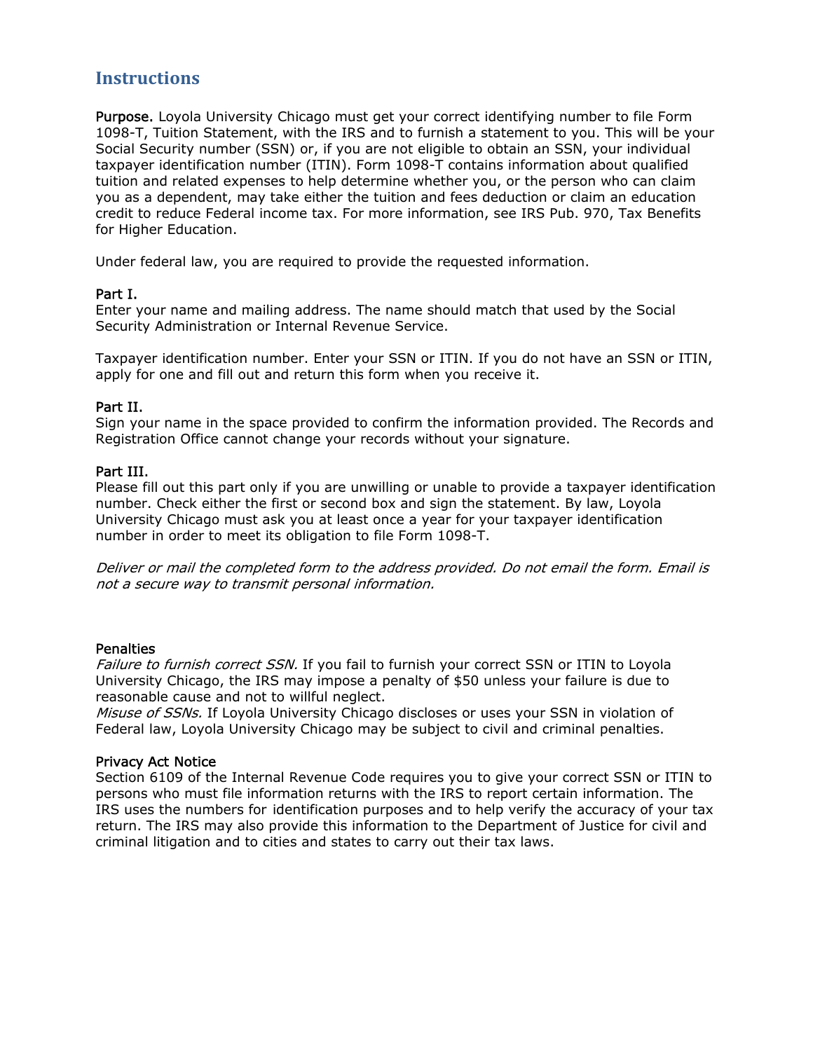## Instructions

**Purpose.** Loyola University Chicago must get your correct identifying number to file Form 1098-T, Tuition Statement, with the IRS and to furnish a statement to you. This will be your Social Security number (SSN) or, if you are not eligible to obtain an SSN, your individual taxpayer identification number (ITIN). Form 1098-T contains information about qualified tuition and related expenses to help determine whether you, or the person who can claim you as a dependent, may take either the tuition and fees deduction or claim an education credit to reduce Federal income tax. For more information, see IRS Pub. 970, Tax Benefits for Higher Education.

Under federal law, you are required to provide the requested information.

**Part I.**
Enter your name and mailing address. The name should match that used by the Social Security Administration or Internal Revenue Service.

Taxpayer identification number. Enter your SSN or ITIN. If you do not have an SSN or ITIN, apply for one and fill out and return this form when you receive it.

**Part II.**
Sign your name in the space provided to confirm the information provided. The Records and Registration Office cannot change your records without your signature.

**Part III.**
Please fill out this part only if you are unwilling or unable to provide a taxpayer identification number. Check either the first or second box and sign the statement. By law, Loyola University Chicago must ask you at least once a year for your taxpayer identification number in order to meet its obligation to file Form 1098-T.

*Deliver or mail the completed form to the address provided. Do not email the form. Email is not a secure way to transmit personal information.*

**Penalties**
*Failure to furnish correct SSN.* If you fail to furnish your correct SSN or ITIN to Loyola University Chicago, the IRS may impose a penalty of $50 unless your failure is due to reasonable cause and not to willful neglect.
*Misuse of SSNs.* If Loyola University Chicago discloses or uses your SSN in violation of Federal law, Loyola University Chicago may be subject to civil and criminal penalties.

**Privacy Act Notice**
Section 6109 of the Internal Revenue Code requires you to give your correct SSN or ITIN to persons who must file information returns with the IRS to report certain information. The IRS uses the numbers for identification purposes and to help verify the accuracy of your tax return. The IRS may also provide this information to the Department of Justice for civil and criminal litigation and to cities and states to carry out their tax laws.